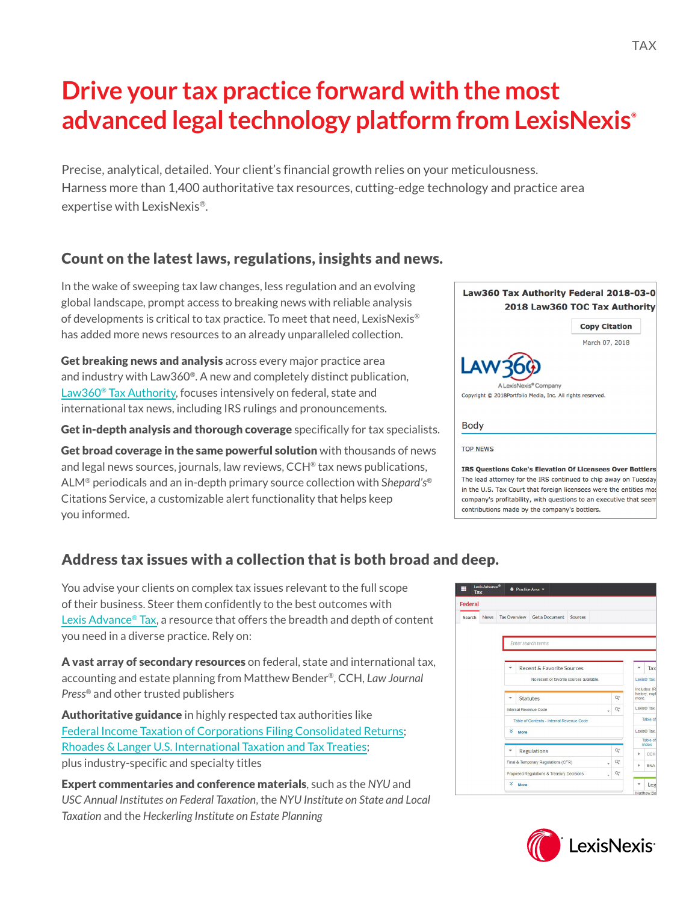# Drive your tax practice forward with the most advanced legal technology platform from LexisNexis®

Precise, analytical, detailed. Your client's financial growth relies on your meticulousness. Harness more than 1,400 authoritative tax resources, cutting-edge technology and practice area expertise with LexisNexis®.

## Count on the latest laws, regulations, insights and news.

In the wake of sweeping tax law changes, less regulation and an evolving global landscape, prompt access to breaking news with reliable analysis of developments is critical to tax practice. To meet that need, LexisNexis® has added more news resources to an already unparalleled collection.

**Get breaking news and analysis** across every major practice area and industry with Law360®. A new and completely distinct publication, Law360® Tax Authority, focuses intensively on federal, state and international tax news, including IRS rulings and pronouncements.

**Get in-depth analysis and thorough coverage** specifically for tax specialists.

**Get broad coverage in the same powerful solution** with thousands of news and legal news sources, journals, law reviews, CCH® tax news publications, ALM® periodicals and an in-depth primary source collection with *Shepard's*® Citations Service, a customizable alert functionality that helps keep you informed.

## Address tax issues with a collection that is both broad and deep.

You advise your clients on complex tax issues relevant to the full scope of their business. Steer them confidently to the best outcomes with Lexis Advance® Tax, a resource that offers the breadth and depth of content you need in a diverse practice. Rely on:

**A vast array of secondary resources** on federal, state and international tax, accounting and estate planning from Matthew Bender®, CCH, *Law Journal Press*® and other trusted publishers

**Authoritative guidance** in highly respected tax authorities like Federal Income Taxation of Corporations Filing Consolidated Returns; Rhoades & Langer U.S. International Taxation and Tax Treaties; plus industry-specific and specialty titles

**Expert commentaries and conference materials**, such as the *NYU* and *USC Annual Institutes on Federal Taxation*, the *NYU Institute on State and Local Taxation* and the *Heckerling Institute on Estate Planning*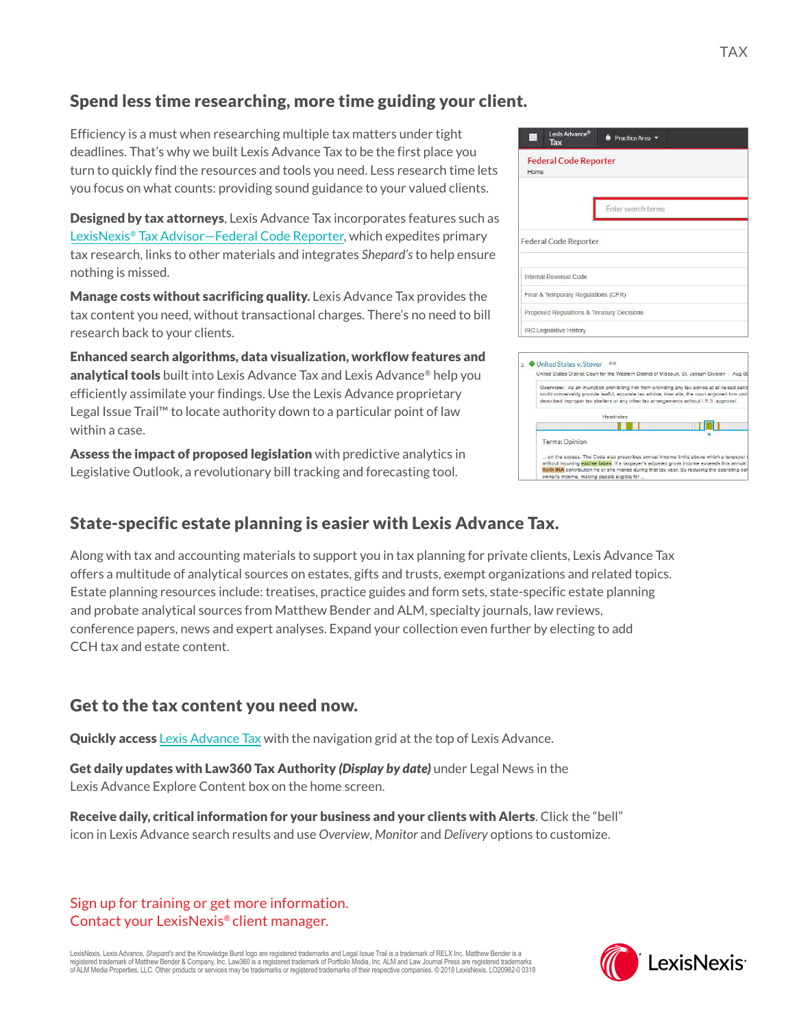## Spend less time researching, more time guiding your client.

Efficiency is a must when researching multiple tax matters under tight deadlines. That's why we built Lexis Advance Tax to be the first place you turn to quickly find the resources and tools you need. Less research time lets you focus on what counts: providing sound guidance to your valued clients.

**Designed by tax attorneys**, Lexis Advance Tax incorporates features such as LexisNexis® Tax Advisor—Federal Code Reporter, which expedites primary tax research, links to other materials and integrates *Shepard's* to help ensure nothing is missed.

**Manage costs without sacrificing quality.** Lexis Advance Tax provides the tax content you need, without transactional charges. There's no need to bill research back to your clients.

**Enhanced search algorithms, data visualization, workflow features and analytical tools** built into Lexis Advance Tax and Lexis Advance® help you efficiently assimilate your findings. Use the Lexis Advance proprietary Legal Issue Trail™ to locate authority down to a particular point of law within a case.

**Assess the impact of proposed legislation** with predictive analytics in Legislative Outlook, a revolutionary bill tracking and forecasting tool.

## State-specific estate planning is easier with Lexis Advance Tax.

Along with tax and accounting materials to support you in tax planning for private clients, Lexis Advance Tax offers a multitude of analytical sources on estates, gifts and trusts, exempt organizations and related topics. Estate planning resources include: treatises, practice guides and form sets, state-specific estate planning and probate analytical sources from Matthew Bender and ALM, specialty journals, law reviews, conference papers, news and expert analyses. Expand your collection even further by electing to add CCH tax and estate content.

## Get to the tax content you need now.

**Quickly access** Lexis Advance Tax with the navigation grid at the top of Lexis Advance.

**Get daily updates with Law360 Tax Authority *(Display by date)*** under Legal News in the Lexis Advance Explore Content box on the home screen.

**Receive daily, critical information for your business and your clients with Alerts**. Click the "bell" icon in Lexis Advance search results and use *Overview*, *Monitor* and *Delivery* options to customize.

Sign up for training or get more information.
Contact your LexisNexis® client manager.

LexisNexis, Lexis Advance, *Shepard's* and the Knowledge Burst logo are registered trademarks and Legal Issue Trail is a trademark of RELX Inc. Matthew Bender is a registered trademark of Matthew Bender & Company, Inc. Law360 is a registered trademark of Portfolio Media, Inc. ALM and Law Journal Press are registered trademarks of ALM Media Properties, LLC. Other products or services may be trademarks or registered trademarks of their respective companies. © 2018 LexisNexis. LO20982-0 0318